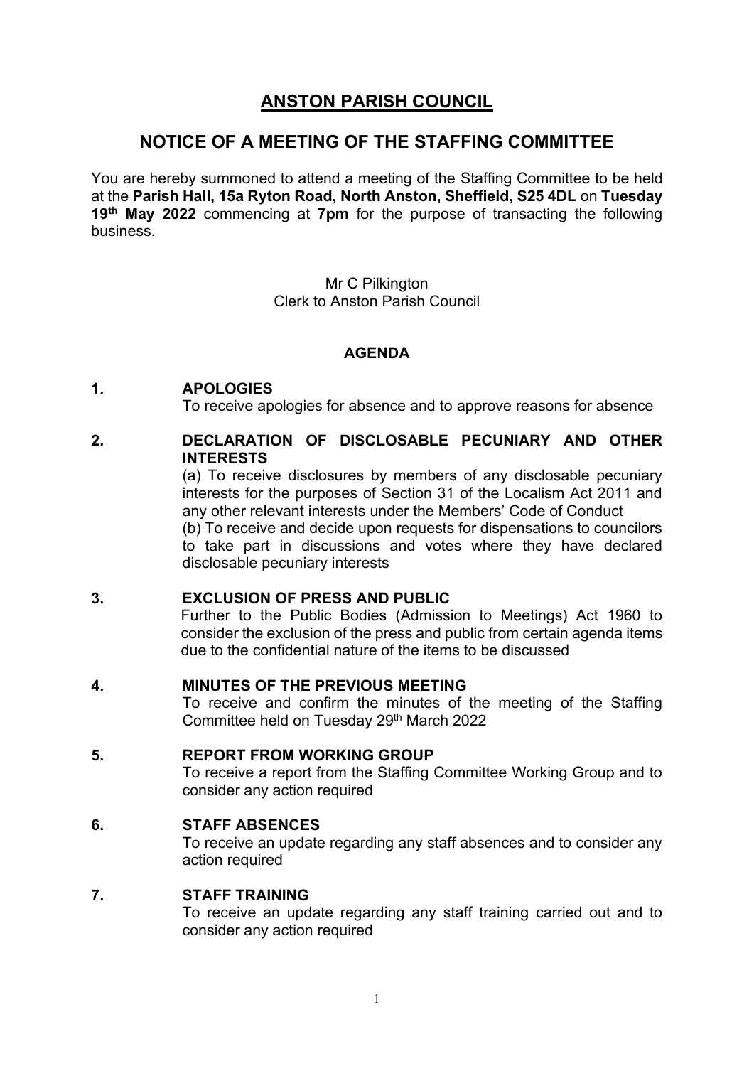# ANSTON PARISH COUNCIL

## NOTICE OF A MEETING OF THE STAFFING COMMITTEE

You are hereby summoned to attend a meeting of the Staffing Committee to be held at the **Parish Hall, 15a Ryton Road, North Anston, Sheffield, S25 4DL** on **Tuesday 19th May 2022** commencing at **7pm** for the purpose of transacting the following business.

Mr C Pilkington
Clerk to Anston Parish Council

### AGENDA

**1. APOLOGIES**

To receive apologies for absence and to approve reasons for absence

**2. DECLARATION OF DISCLOSABLE PECUNIARY AND OTHER INTERESTS**

(a) To receive disclosures by members of any disclosable pecuniary interests for the purposes of Section 31 of the Localism Act 2011 and any other relevant interests under the Members' Code of Conduct

(b) To receive and decide upon requests for dispensations to councilors to take part in discussions and votes where they have declared disclosable pecuniary interests

**3. EXCLUSION OF PRESS AND PUBLIC**

Further to the Public Bodies (Admission to Meetings) Act 1960 to consider the exclusion of the press and public from certain agenda items due to the confidential nature of the items to be discussed

**4. MINUTES OF THE PREVIOUS MEETING**

To receive and confirm the minutes of the meeting of the Staffing Committee held on Tuesday 29th March 2022

**5. REPORT FROM WORKING GROUP**

To receive a report from the Staffing Committee Working Group and to consider any action required

**6. STAFF ABSENCES**

To receive an update regarding any staff absences and to consider any action required

**7. STAFF TRAINING**

To receive an update regarding any staff training carried out and to consider any action required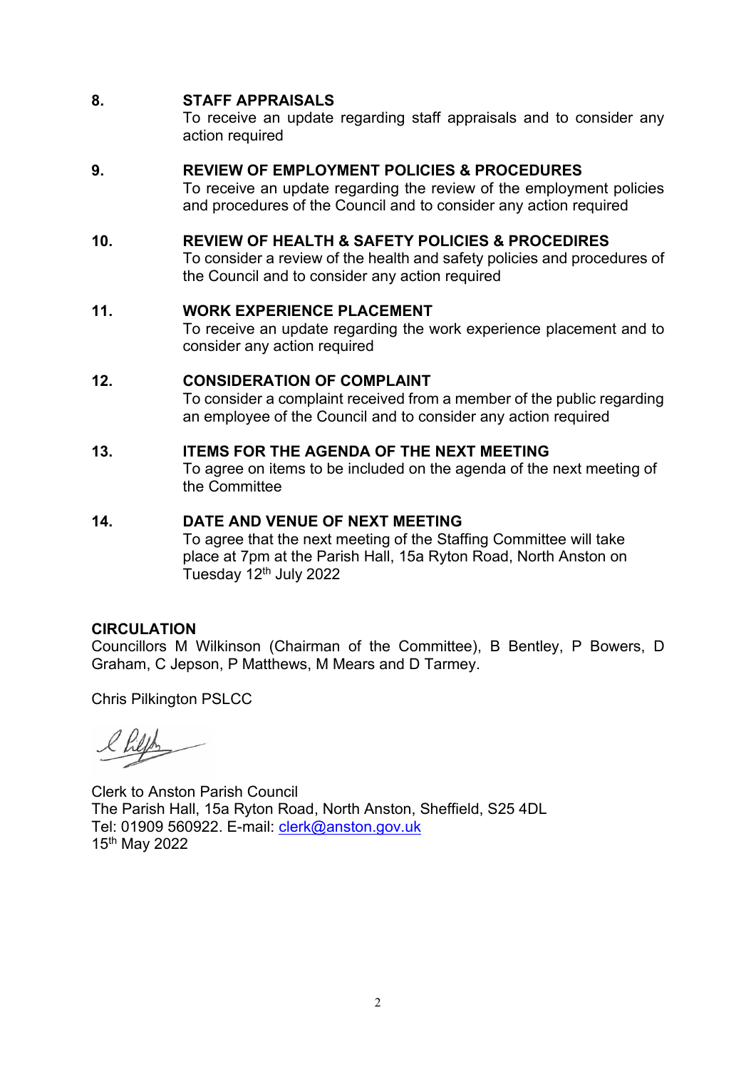**8. STAFF APPRAISALS**
To receive an update regarding staff appraisals and to consider any action required

**9. REVIEW OF EMPLOYMENT POLICIES & PROCEDURES**
To receive an update regarding the review of the employment policies and procedures of the Council and to consider any action required

**10. REVIEW OF HEALTH & SAFETY POLICIES & PROCEDIRES**
To consider a review of the health and safety policies and procedures of the Council and to consider any action required

**11. WORK EXPERIENCE PLACEMENT**
To receive an update regarding the work experience placement and to consider any action required

**12. CONSIDERATION OF COMPLAINT**
To consider a complaint received from a member of the public regarding an employee of the Council and to consider any action required

**13. ITEMS FOR THE AGENDA OF THE NEXT MEETING**
To agree on items to be included on the agenda of the next meeting of the Committee

**14. DATE AND VENUE OF NEXT MEETING**
To agree that the next meeting of the Staffing Committee will take place at 7pm at the Parish Hall, 15a Ryton Road, North Anston on Tuesday 12th July 2022

**CIRCULATION**
Councillors M Wilkinson (Chairman of the Committee), B Bentley, P Bowers, D Graham, C Jepson, P Matthews, M Mears and D Tarmey.

Chris Pilkington PSLCC

Clerk to Anston Parish Council
The Parish Hall, 15a Ryton Road, North Anston, Sheffield, S25 4DL
Tel: 01909 560922. E-mail: clerk@anston.gov.uk
15th May 2022